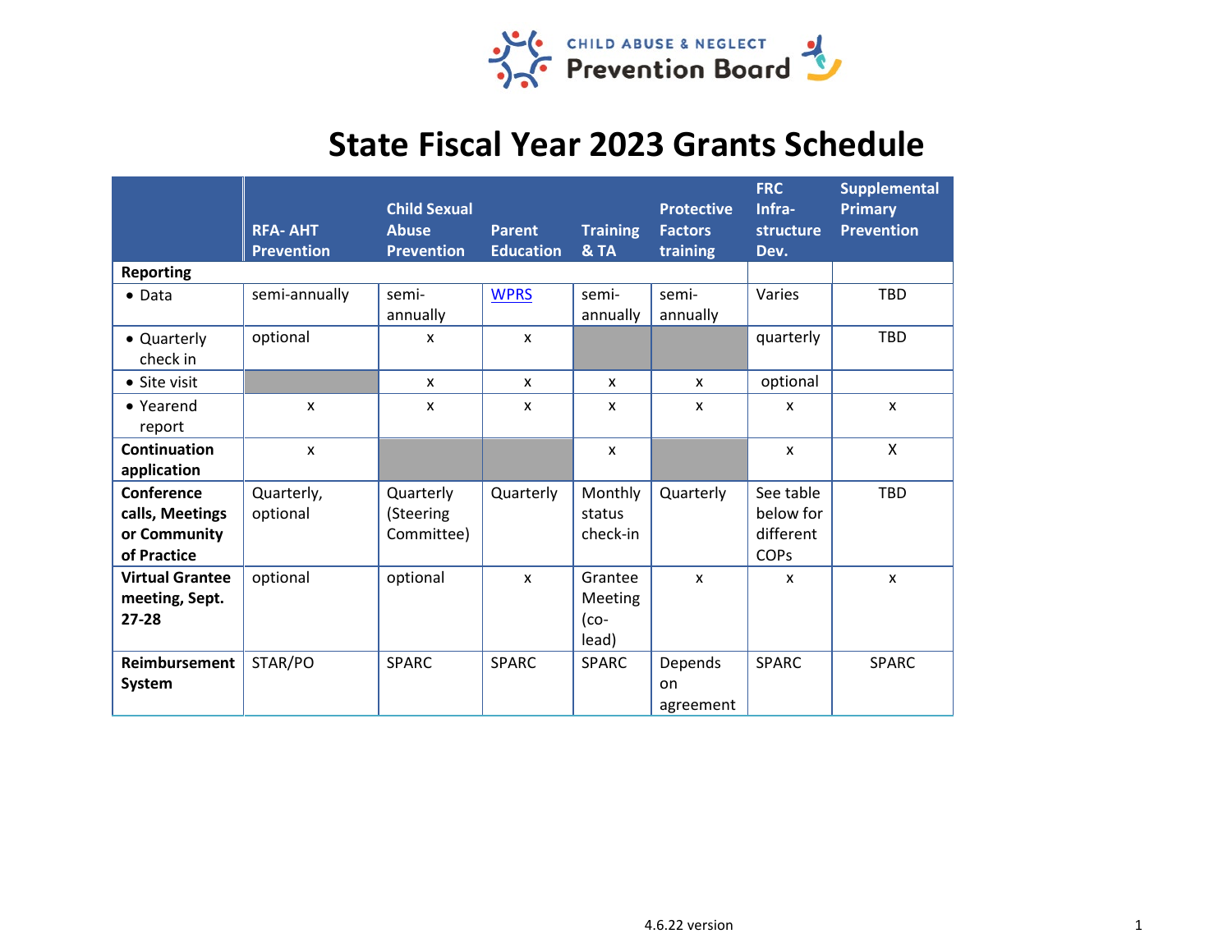CHILD ABUSE & NEGLECT
Prevention Board

# State Fiscal Year 2023 Grants Schedule

| | RFA- AHT Prevention | Child Sexual Abuse Prevention | Parent Education | Training & TA | Protective Factors training | FRC Infra-structure Dev. | Supplemental Primary Prevention |
|---|---|---|---|---|---|---|---|
| **Reporting** | | | | | | | |
| • Data | semi-annually | semi-annually | WPRS | semi-annually | semi-annually | Varies | TBD |
| • Quarterly check in | optional | x | x | | | quarterly | TBD |
| • Site visit | | x | x | x | x | optional | |
| • Yearend report | x | x | x | x | x | x | x |
| **Continuation application** | x | | | x | | x | X |
| **Conference calls, Meetings or Community of Practice** | Quarterly, optional | Quarterly (Steering Committee) | Quarterly | Monthly status check-in | Quarterly | See table below for different COPs | TBD |
| **Virtual Grantee meeting, Sept. 27-28** | optional | optional | x | Grantee Meeting (co-lead) | x | x | x |
| **Reimbursement System** | STAR/PO | SPARC | SPARC | SPARC | Depends on agreement | SPARC | SPARC |

4.6.22 version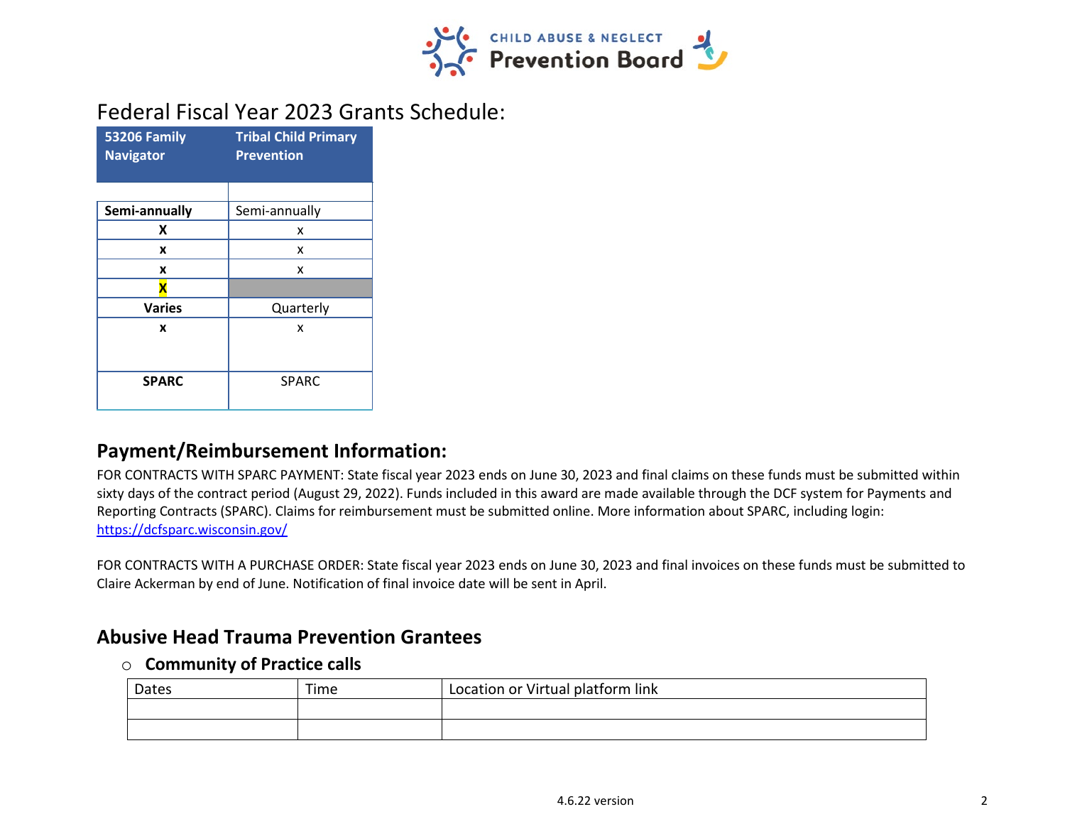# Federal Fiscal Year 2023 Grants Schedule:

| 53206 Family Navigator | Tribal Child Primary Prevention |
|---|---|
| | |
| **Semi-annually** | Semi-annually |
| **X** | x |
| **x** | x |
| **x** | x |
| **X** | |
| **Varies** | Quarterly |
| **x** | x |
| **SPARC** | SPARC |

## Payment/Reimbursement Information:

FOR CONTRACTS WITH SPARC PAYMENT: State fiscal year 2023 ends on June 30, 2023 and final claims on these funds must be submitted within sixty days of the contract period (August 29, 2022). Funds included in this award are made available through the DCF system for Payments and Reporting Contracts (SPARC). Claims for reimbursement must be submitted online. More information about SPARC, including login: https://dcfsparc.wisconsin.gov/

FOR CONTRACTS WITH A PURCHASE ORDER: State fiscal year 2023 ends on June 30, 2023 and final invoices on these funds must be submitted to Claire Ackerman by end of June. Notification of final invoice date will be sent in April.

## Abusive Head Trauma Prevention Grantees

- **Community of Practice calls**

| Dates | Time | Location or Virtual platform link |
|---|---|---|
| | | |
| | | |

4.6.22 version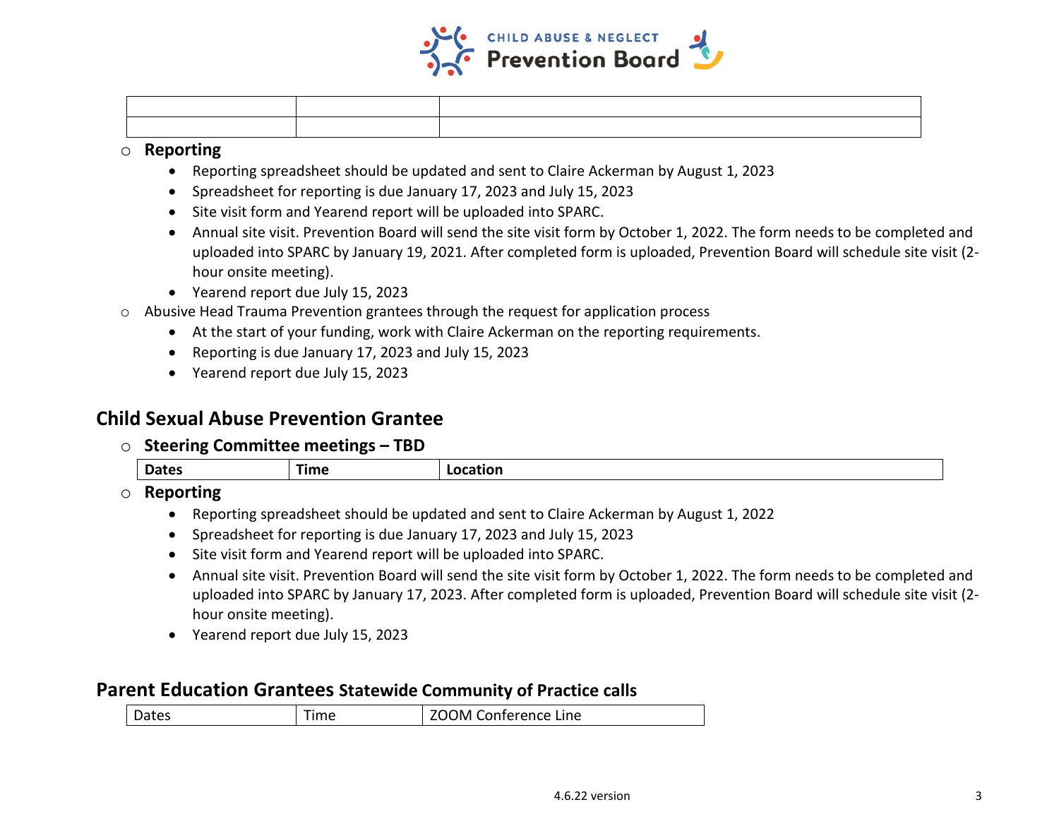| | | |
|---|---|---|
| | | |
| | | |

- **Reporting**
  - Reporting spreadsheet should be updated and sent to Claire Ackerman by August 1, 2023
  - Spreadsheet for reporting is due January 17, 2023 and July 15, 2023
  - Site visit form and Yearend report will be uploaded into SPARC.
  - Annual site visit. Prevention Board will send the site visit form by October 1, 2022. The form needs to be completed and uploaded into SPARC by January 19, 2021. After completed form is uploaded, Prevention Board will schedule site visit (2-hour onsite meeting).
  - Yearend report due July 15, 2023
- Abusive Head Trauma Prevention grantees through the request for application process
  - At the start of your funding, work with Claire Ackerman on the reporting requirements.
  - Reporting is due January 17, 2023 and July 15, 2023
  - Yearend report due July 15, 2023

## Child Sexual Abuse Prevention Grantee

- **Steering Committee meetings – TBD**

| **Dates** | **Time** | **Location** |
|---|---|---|

- **Reporting**
  - Reporting spreadsheet should be updated and sent to Claire Ackerman by August 1, 2022
  - Spreadsheet for reporting is due January 17, 2023 and July 15, 2023
  - Site visit form and Yearend report will be uploaded into SPARC.
  - Annual site visit. Prevention Board will send the site visit form by October 1, 2022. The form needs to be completed and uploaded into SPARC by January 17, 2023. After completed form is uploaded, Prevention Board will schedule site visit (2-hour onsite meeting).
  - Yearend report due July 15, 2023

## Parent Education Grantees Statewide Community of Practice calls

| Dates | Time | ZOOM Conference Line |
|---|---|---|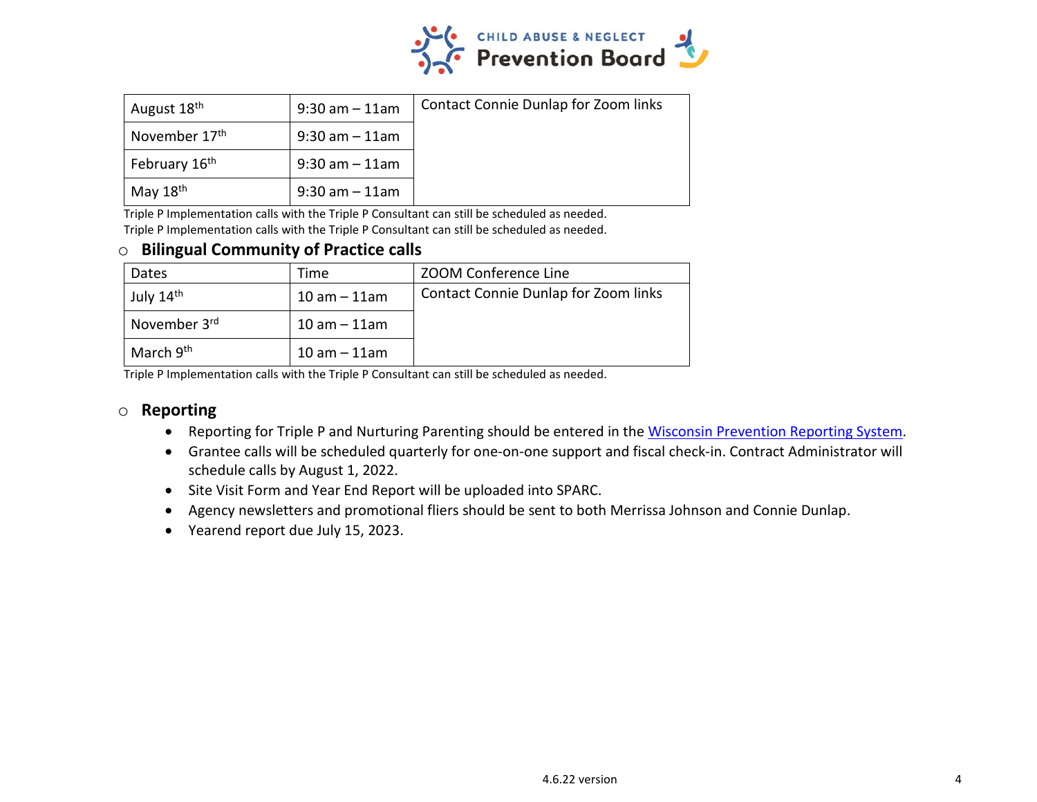| | | |
|---|---|---|
| August 18th | 9:30 am – 11am | Contact Connie Dunlap for Zoom links |
| November 17th | 9:30 am – 11am | |
| February 16th | 9:30 am – 11am | |
| May 18th | 9:30 am – 11am | |

Triple P Implementation calls with the Triple P Consultant can still be scheduled as needed.
Triple P Implementation calls with the Triple P Consultant can still be scheduled as needed.

- **Bilingual Community of Practice calls**

| Dates | Time | ZOOM Conference Line |
|---|---|---|
| July 14th | 10 am – 11am | Contact Connie Dunlap for Zoom links |
| November 3rd | 10 am – 11am | |
| March 9th | 10 am – 11am | |

Triple P Implementation calls with the Triple P Consultant can still be scheduled as needed.

- **Reporting**
  - Reporting for Triple P and Nurturing Parenting should be entered in the Wisconsin Prevention Reporting System.
  - Grantee calls will be scheduled quarterly for one-on-one support and fiscal check-in. Contract Administrator will schedule calls by August 1, 2022.
  - Site Visit Form and Year End Report will be uploaded into SPARC.
  - Agency newsletters and promotional fliers should be sent to both Merrissa Johnson and Connie Dunlap.
  - Yearend report due July 15, 2023.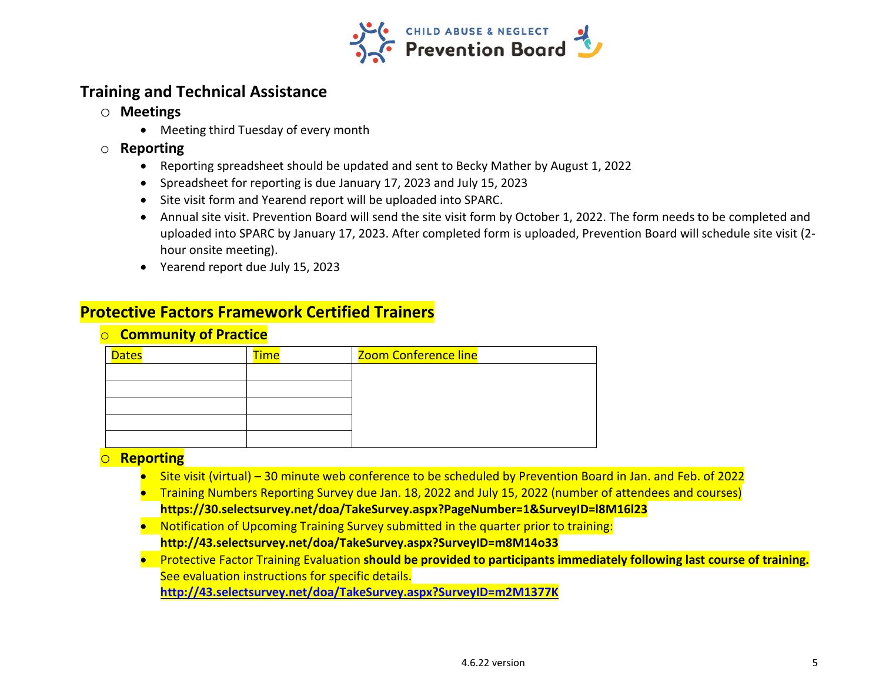## Training and Technical Assistance

- **Meetings**
  - Meeting third Tuesday of every month
- **Reporting**
  - Reporting spreadsheet should be updated and sent to Becky Mather by August 1, 2022
  - Spreadsheet for reporting is due January 17, 2023 and July 15, 2023
  - Site visit form and Yearend report will be uploaded into SPARC.
  - Annual site visit. Prevention Board will send the site visit form by October 1, 2022. The form needs to be completed and uploaded into SPARC by January 17, 2023. After completed form is uploaded, Prevention Board will schedule site visit (2-hour onsite meeting).
  - Yearend report due July 15, 2023

## Protective Factors Framework Certified Trainers

- **Community of Practice**

| Dates | Time | Zoom Conference line |
|---|---|---|
| | | |
| | | |
| | | |
| | | |
| | | |

- **Reporting**
  - Site visit (virtual) – 30 minute web conference to be scheduled by Prevention Board in Jan. and Feb. of 2022
  - Training Numbers Reporting Survey due Jan. 18, 2022 and July 15, 2022 (number of attendees and courses) **https://30.selectsurvey.net/doa/TakeSurvey.aspx?PageNumber=1&SurveyID=l8M16l23**
  - Notification of Upcoming Training Survey submitted in the quarter prior to training: **http://43.selectsurvey.net/doa/TakeSurvey.aspx?SurveyID=m8M14o33**
  - Protective Factor Training Evaluation **should be provided to participants immediately following last course of training.** See evaluation instructions for specific details. **http://43.selectsurvey.net/doa/TakeSurvey.aspx?SurveyID=m2M1377K**

4.6.22 version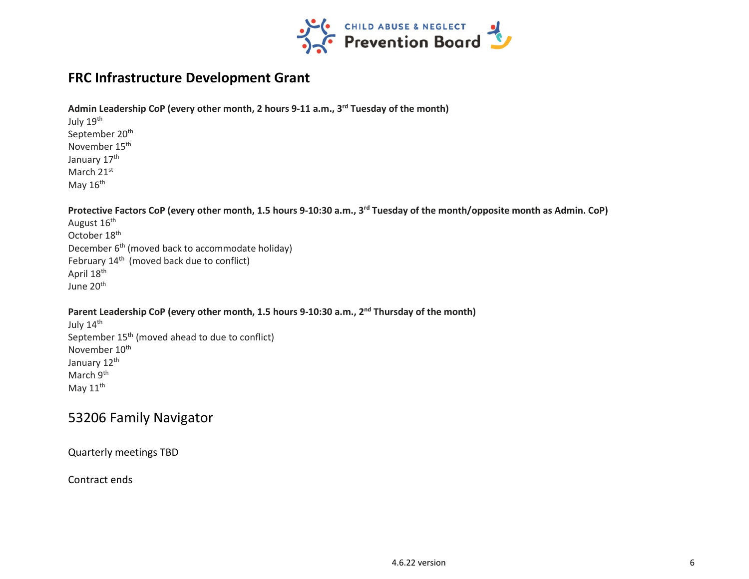## FRC Infrastructure Development Grant

**Admin Leadership CoP (every other month, 2 hours 9-11 a.m., 3rd Tuesday of the month)**

July 19th
September 20th
November 15th
January 17th
March 21st
May 16th

**Protective Factors CoP (every other month, 1.5 hours 9-10:30 a.m., 3rd Tuesday of the month/opposite month as Admin. CoP)**

August 16th
October 18th
December 6th (moved back to accommodate holiday)
February 14th (moved back due to conflict)
April 18th
June 20th

**Parent Leadership CoP (every other month, 1.5 hours 9-10:30 a.m., 2nd Thursday of the month)**

July 14th
September 15th (moved ahead to due to conflict)
November 10th
January 12th
March 9th
May 11th

## 53206 Family Navigator

Quarterly meetings TBD

Contract ends

4.6.22 version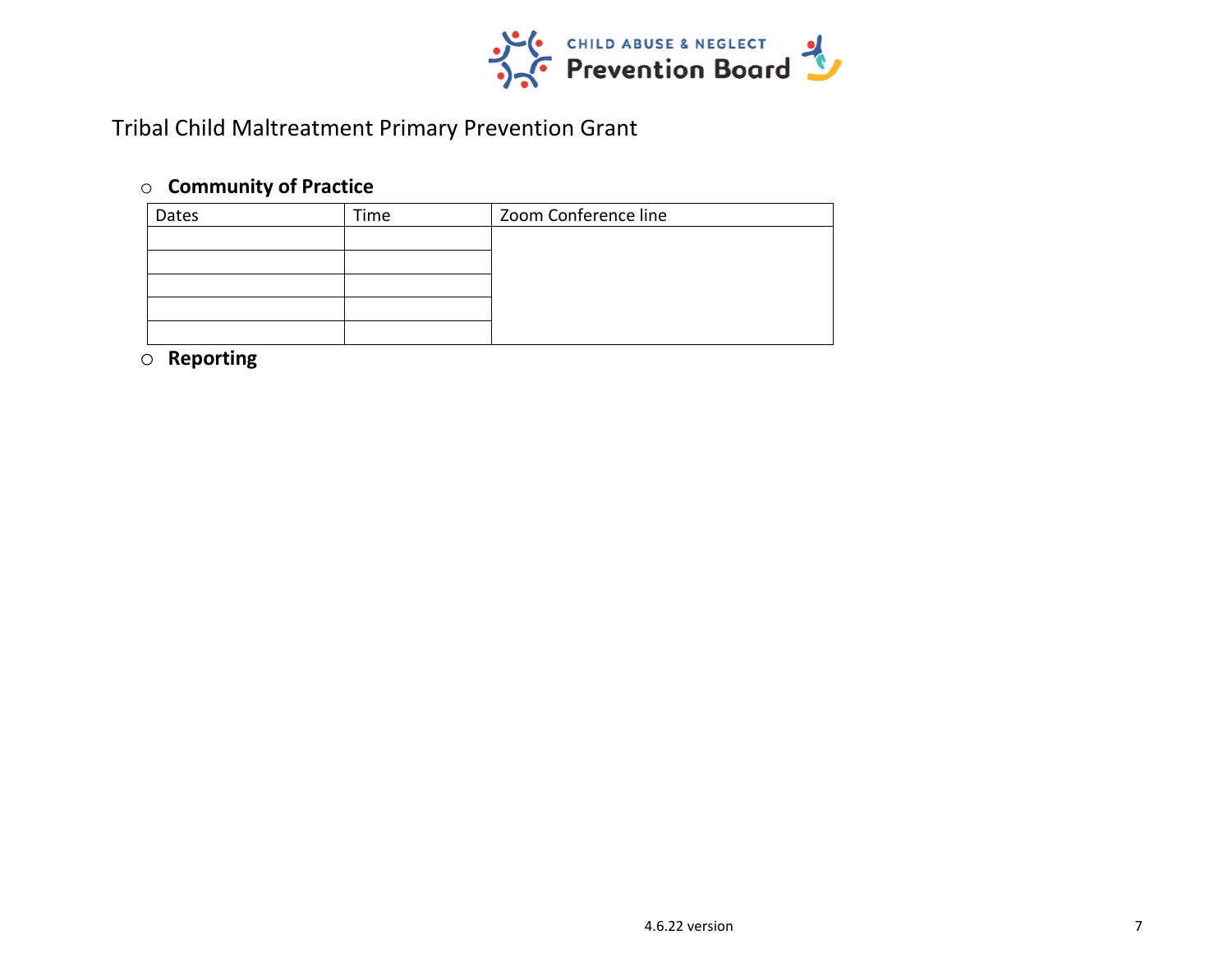Tribal Child Maltreatment Primary Prevention Grant

- **Community of Practice**

| Dates | Time | Zoom Conference line |
|---|---|---|
| | | |
| | | |
| | | |
| | | |
| | | |

- **Reporting**